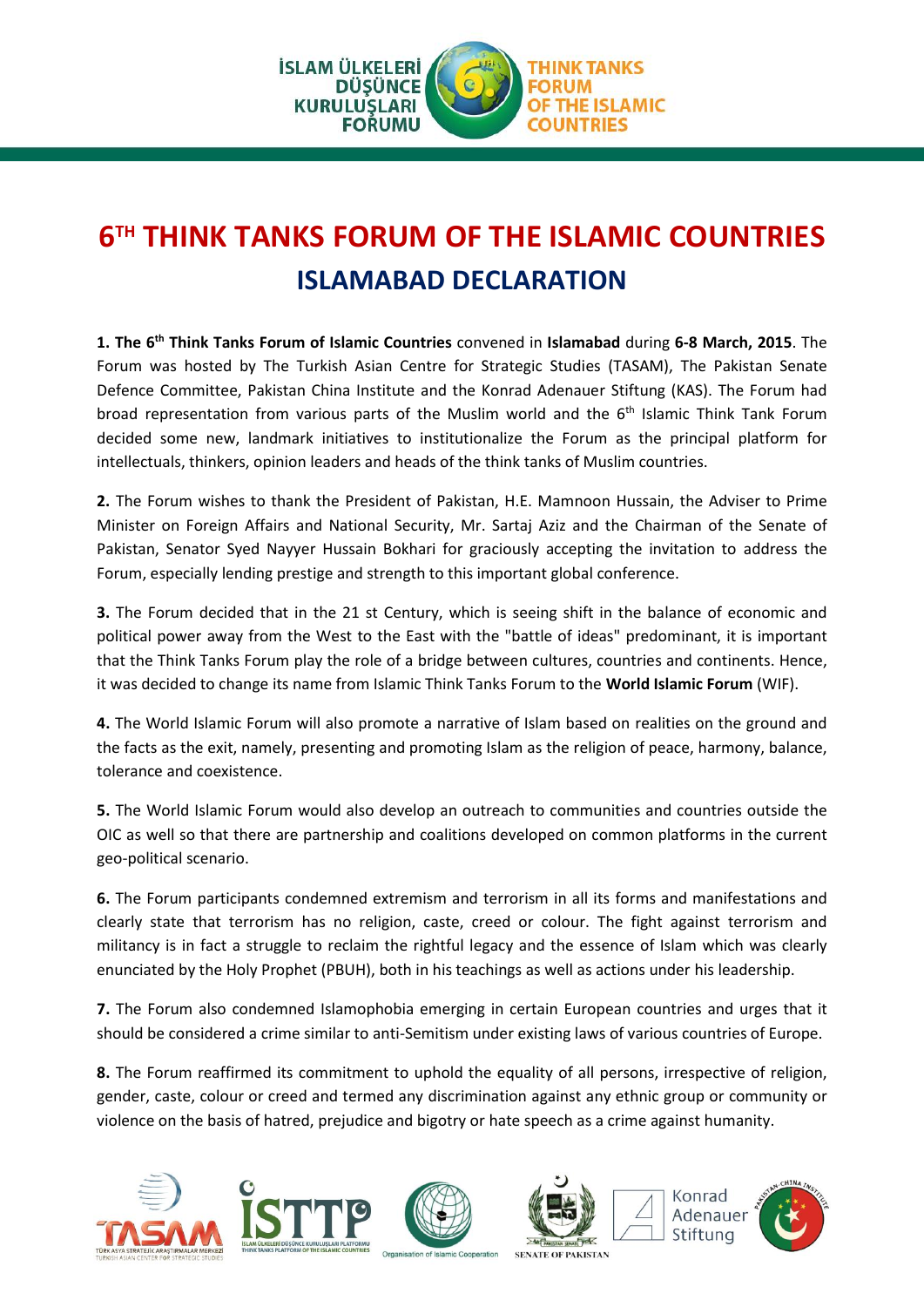# 6TH THINK TANKS FORUM OF THE ISLAMIC COUNTRIES

## ISLAMABAD DECLARATION

**1. The 6th Think Tanks Forum of Islamic Countries** convened in **Islamabad** during **6-8 March, 2015**. The Forum was hosted by The Turkish Asian Centre for Strategic Studies (TASAM), The Pakistan Senate Defence Committee, Pakistan China Institute and the Konrad Adenauer Stiftung (KAS). The Forum had broad representation from various parts of the Muslim world and the 6th Islamic Think Tank Forum decided some new, landmark initiatives to institutionalize the Forum as the principal platform for intellectuals, thinkers, opinion leaders and heads of the think tanks of Muslim countries.

**2.** The Forum wishes to thank the President of Pakistan, H.E. Mamnoon Hussain, the Adviser to Prime Minister on Foreign Affairs and National Security, Mr. Sartaj Aziz and the Chairman of the Senate of Pakistan, Senator Syed Nayyer Hussain Bokhari for graciously accepting the invitation to address the Forum, especially lending prestige and strength to this important global conference.

**3.** The Forum decided that in the 21 st Century, which is seeing shift in the balance of economic and political power away from the West to the East with the "battle of ideas" predominant, it is important that the Think Tanks Forum play the role of a bridge between cultures, countries and continents. Hence, it was decided to change its name from Islamic Think Tanks Forum to the **World Islamic Forum** (WIF).

**4.** The World Islamic Forum will also promote a narrative of Islam based on realities on the ground and the facts as the exit, namely, presenting and promoting Islam as the religion of peace, harmony, balance, tolerance and coexistence.

**5.** The World Islamic Forum would also develop an outreach to communities and countries outside the OIC as well so that there are partnership and coalitions developed on common platforms in the current geo-political scenario.

**6.** The Forum participants condemned extremism and terrorism in all its forms and manifestations and clearly state that terrorism has no religion, caste, creed or colour. The fight against terrorism and militancy is in fact a struggle to reclaim the rightful legacy and the essence of Islam which was clearly enunciated by the Holy Prophet (PBUH), both in his teachings as well as actions under his leadership.

**7.** The Forum also condemned Islamophobia emerging in certain European countries and urges that it should be considered a crime similar to anti-Semitism under existing laws of various countries of Europe.

**8.** The Forum reaffirmed its commitment to uphold the equality of all persons, irrespective of religion, gender, caste, colour or creed and termed any discrimination against any ethnic group or community or violence on the basis of hatred, prejudice and bigotry or hate speech as a crime against humanity.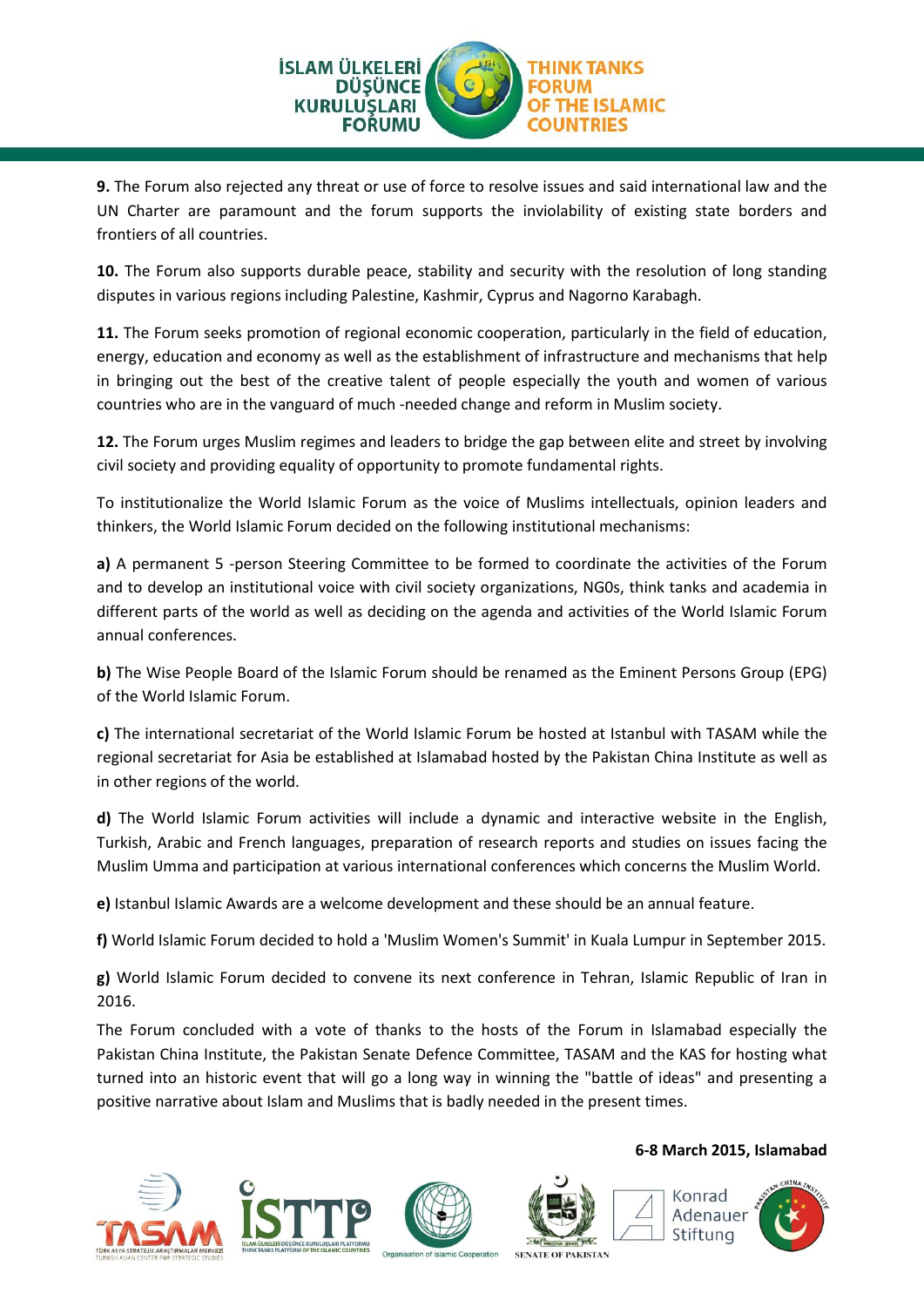**9.** The Forum also rejected any threat or use of force to resolve issues and said international law and the UN Charter are paramount and the forum supports the inviolability of existing state borders and frontiers of all countries.

**10.** The Forum also supports durable peace, stability and security with the resolution of long standing disputes in various regions including Palestine, Kashmir, Cyprus and Nagorno Karabagh.

**11.** The Forum seeks promotion of regional economic cooperation, particularly in the field of education, energy, education and economy as well as the establishment of infrastructure and mechanisms that help in bringing out the best of the creative talent of people especially the youth and women of various countries who are in the vanguard of much -needed change and reform in Muslim society.

**12.** The Forum urges Muslim regimes and leaders to bridge the gap between elite and street by involving civil society and providing equality of opportunity to promote fundamental rights.

To institutionalize the World Islamic Forum as the voice of Muslims intellectuals, opinion leaders and thinkers, the World Islamic Forum decided on the following institutional mechanisms:

**a)** A permanent 5 -person Steering Committee to be formed to coordinate the activities of the Forum and to develop an institutional voice with civil society organizations, NG0s, think tanks and academia in different parts of the world as well as deciding on the agenda and activities of the World Islamic Forum annual conferences.

**b)** The Wise People Board of the Islamic Forum should be renamed as the Eminent Persons Group (EPG) of the World Islamic Forum.

**c)** The international secretariat of the World Islamic Forum be hosted at Istanbul with TASAM while the regional secretariat for Asia be established at Islamabad hosted by the Pakistan China Institute as well as in other regions of the world.

**d)** The World Islamic Forum activities will include a dynamic and interactive website in the English, Turkish, Arabic and French languages, preparation of research reports and studies on issues facing the Muslim Umma and participation at various international conferences which concerns the Muslim World.

**e)** Istanbul Islamic Awards are a welcome development and these should be an annual feature.

**f)** World Islamic Forum decided to hold a 'Muslim Women's Summit' in Kuala Lumpur in September 2015.

**g)** World Islamic Forum decided to convene its next conference in Tehran, Islamic Republic of Iran in 2016.

The Forum concluded with a vote of thanks to the hosts of the Forum in Islamabad especially the Pakistan China Institute, the Pakistan Senate Defence Committee, TASAM and the KAS for hosting what turned into an historic event that will go a long way in winning the "battle of ideas" and presenting a positive narrative about Islam and Muslims that is badly needed in the present times.

**6-8 March 2015, Islamabad**